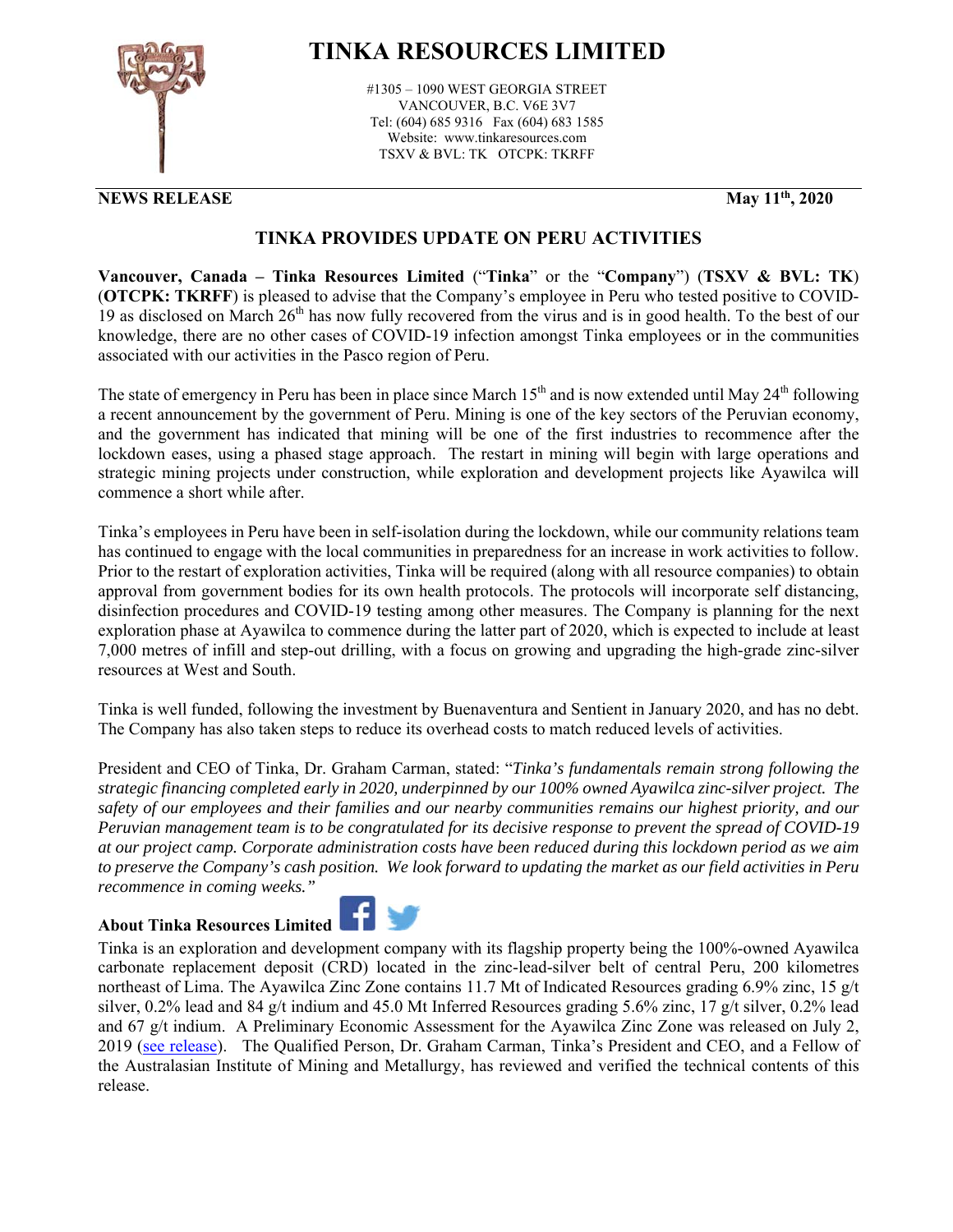# TINKA RESOURCES LIMITED

#1305 – 1090 WEST GEORGIA STREET
VANCOUVER, B.C. V6E 3V7
Tel: (604) 685 9316 Fax (604) 683 1585
Website: www.tinkaresources.com
TSXV & BVL: TK OTCPK: TKRFF

**NEWS RELEASE** **May 11th, 2020**

## TINKA PROVIDES UPDATE ON PERU ACTIVITIES

**Vancouver, Canada – Tinka Resources Limited** ("**Tinka**" or the "**Company**") (**TSXV & BVL: TK**) (**OTCPK: TKRFF**) is pleased to advise that the Company's employee in Peru who tested positive to COVID-19 as disclosed on March 26th has now fully recovered from the virus and is in good health. To the best of our knowledge, there are no other cases of COVID-19 infection amongst Tinka employees or in the communities associated with our activities in the Pasco region of Peru.

The state of emergency in Peru has been in place since March 15th and is now extended until May 24th following a recent announcement by the government of Peru. Mining is one of the key sectors of the Peruvian economy, and the government has indicated that mining will be one of the first industries to recommence after the lockdown eases, using a phased stage approach. The restart in mining will begin with large operations and strategic mining projects under construction, while exploration and development projects like Ayawilca will commence a short while after.

Tinka's employees in Peru have been in self-isolation during the lockdown, while our community relations team has continued to engage with the local communities in preparedness for an increase in work activities to follow. Prior to the restart of exploration activities, Tinka will be required (along with all resource companies) to obtain approval from government bodies for its own health protocols. The protocols will incorporate self distancing, disinfection procedures and COVID-19 testing among other measures. The Company is planning for the next exploration phase at Ayawilca to commence during the latter part of 2020, which is expected to include at least 7,000 metres of infill and step-out drilling, with a focus on growing and upgrading the high-grade zinc-silver resources at West and South.

Tinka is well funded, following the investment by Buenaventura and Sentient in January 2020, and has no debt. The Company has also taken steps to reduce its overhead costs to match reduced levels of activities.

President and CEO of Tinka, Dr. Graham Carman, stated: "*Tinka's fundamentals remain strong following the strategic financing completed early in 2020, underpinned by our 100% owned Ayawilca zinc-silver project. The safety of our employees and their families and our nearby communities remains our highest priority, and our Peruvian management team is to be congratulated for its decisive response to prevent the spread of COVID-19 at our project camp. Corporate administration costs have been reduced during this lockdown period as we aim to preserve the Company's cash position. We look forward to updating the market as our field activities in Peru recommence in coming weeks.*"

### About Tinka Resources Limited

Tinka is an exploration and development company with its flagship property being the 100%-owned Ayawilca carbonate replacement deposit (CRD) located in the zinc-lead-silver belt of central Peru, 200 kilometres northeast of Lima. The Ayawilca Zinc Zone contains 11.7 Mt of Indicated Resources grading 6.9% zinc, 15 g/t silver, 0.2% lead and 84 g/t indium and 45.0 Mt Inferred Resources grading 5.6% zinc, 17 g/t silver, 0.2% lead and 67 g/t indium. A Preliminary Economic Assessment for the Ayawilca Zinc Zone was released on July 2, 2019 (see release). The Qualified Person, Dr. Graham Carman, Tinka's President and CEO, and a Fellow of the Australasian Institute of Mining and Metallurgy, has reviewed and verified the technical contents of this release.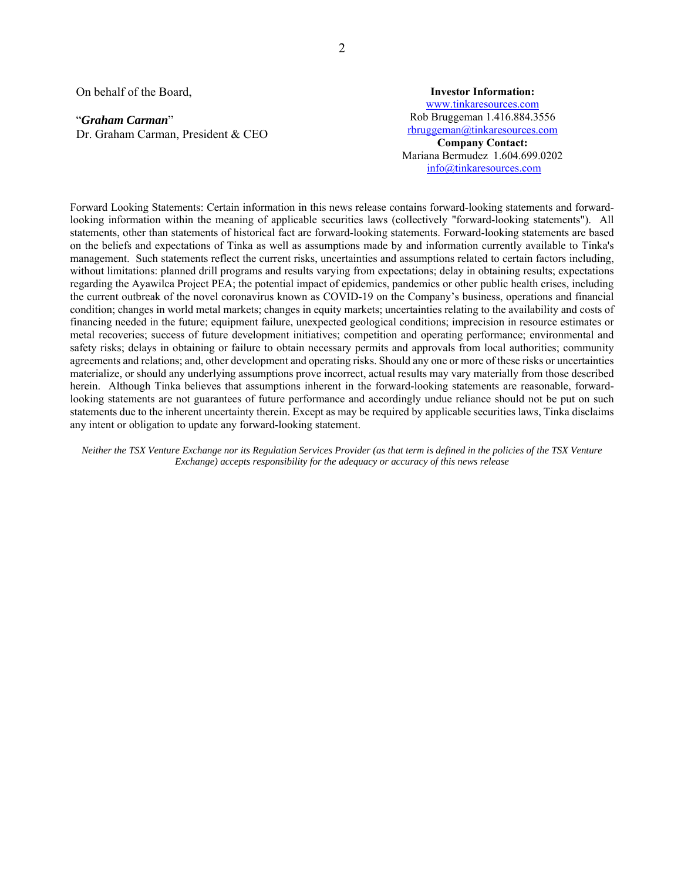On behalf of the Board,

"***Graham Carman***"
Dr. Graham Carman, President & CEO

**Investor Information:**
www.tinkaresources.com
Rob Bruggeman 1.416.884.3556
rbruggeman@tinkaresources.com
**Company Contact:**
Mariana Bermudez 1.604.699.0202
info@tinkaresources.com

Forward Looking Statements: Certain information in this news release contains forward-looking statements and forward-looking information within the meaning of applicable securities laws (collectively "forward-looking statements"). All statements, other than statements of historical fact are forward-looking statements. Forward-looking statements are based on the beliefs and expectations of Tinka as well as assumptions made by and information currently available to Tinka's management. Such statements reflect the current risks, uncertainties and assumptions related to certain factors including, without limitations: planned drill programs and results varying from expectations; delay in obtaining results; expectations regarding the Ayawilca Project PEA; the potential impact of epidemics, pandemics or other public health crises, including the current outbreak of the novel coronavirus known as COVID-19 on the Company's business, operations and financial condition; changes in world metal markets; changes in equity markets; uncertainties relating to the availability and costs of financing needed in the future; equipment failure, unexpected geological conditions; imprecision in resource estimates or metal recoveries; success of future development initiatives; competition and operating performance; environmental and safety risks; delays in obtaining or failure to obtain necessary permits and approvals from local authorities; community agreements and relations; and, other development and operating risks. Should any one or more of these risks or uncertainties materialize, or should any underlying assumptions prove incorrect, actual results may vary materially from those described herein. Although Tinka believes that assumptions inherent in the forward-looking statements are reasonable, forward-looking statements are not guarantees of future performance and accordingly undue reliance should not be put on such statements due to the inherent uncertainty therein. Except as may be required by applicable securities laws, Tinka disclaims any intent or obligation to update any forward-looking statement.

*Neither the TSX Venture Exchange nor its Regulation Services Provider (as that term is defined in the policies of the TSX Venture Exchange) accepts responsibility for the adequacy or accuracy of this news release*